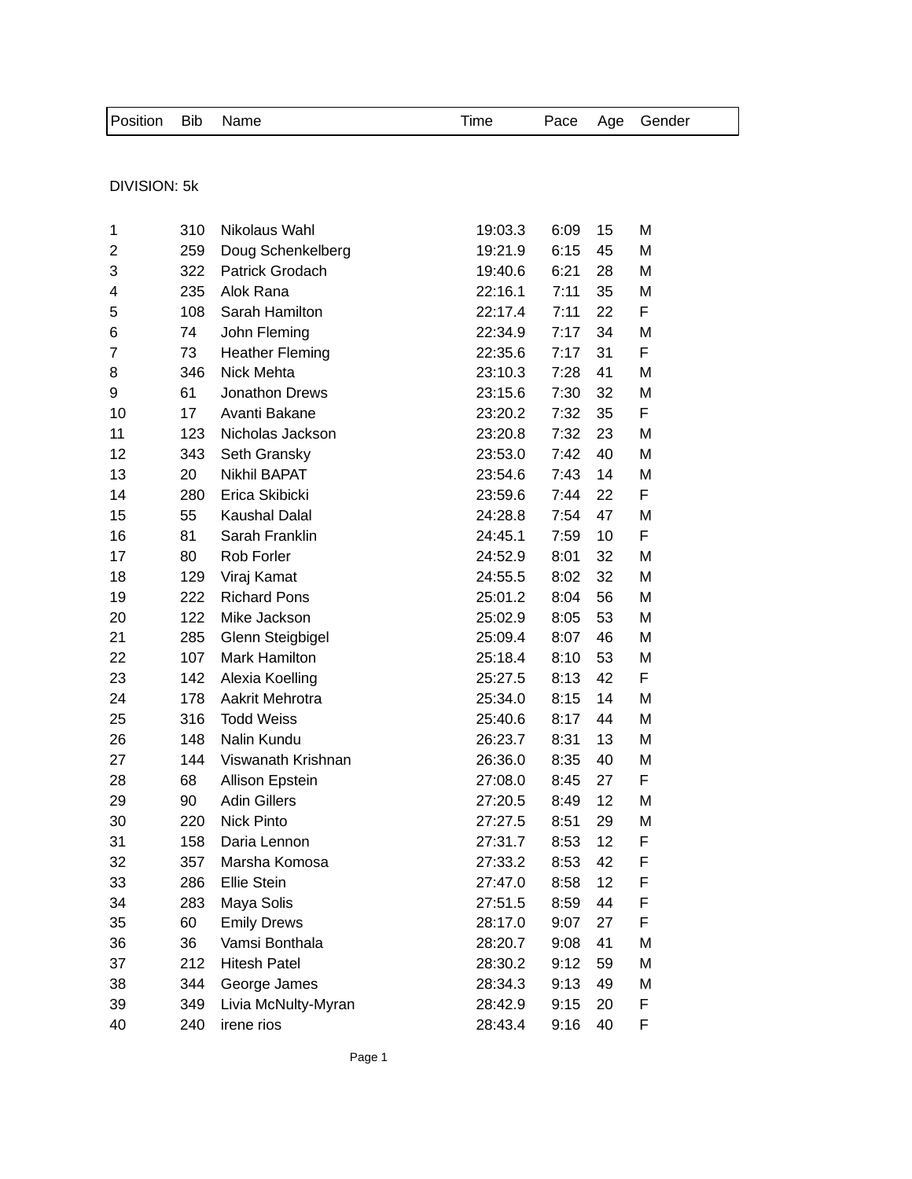| Position | Bib | Name | Time | Pace | Age | Gender |
|---|---|---|---|---|---|---|

DIVISION: 5k

| Position | Bib | Name | Time | Pace | Age | Gender |
|---|---|---|---|---|---|---|
| 1 | 310 | Nikolaus Wahl | 19:03.3 | 6:09 | 15 | M |
| 2 | 259 | Doug Schenkelberg | 19:21.9 | 6:15 | 45 | M |
| 3 | 322 | Patrick Grodach | 19:40.6 | 6:21 | 28 | M |
| 4 | 235 | Alok Rana | 22:16.1 | 7:11 | 35 | M |
| 5 | 108 | Sarah Hamilton | 22:17.4 | 7:11 | 22 | F |
| 6 | 74 | John Fleming | 22:34.9 | 7:17 | 34 | M |
| 7 | 73 | Heather Fleming | 22:35.6 | 7:17 | 31 | F |
| 8 | 346 | Nick Mehta | 23:10.3 | 7:28 | 41 | M |
| 9 | 61 | Jonathon Drews | 23:15.6 | 7:30 | 32 | M |
| 10 | 17 | Avanti Bakane | 23:20.2 | 7:32 | 35 | F |
| 11 | 123 | Nicholas Jackson | 23:20.8 | 7:32 | 23 | M |
| 12 | 343 | Seth Gransky | 23:53.0 | 7:42 | 40 | M |
| 13 | 20 | Nikhil BAPAT | 23:54.6 | 7:43 | 14 | M |
| 14 | 280 | Erica Skibicki | 23:59.6 | 7:44 | 22 | F |
| 15 | 55 | Kaushal Dalal | 24:28.8 | 7:54 | 47 | M |
| 16 | 81 | Sarah Franklin | 24:45.1 | 7:59 | 10 | F |
| 17 | 80 | Rob Forler | 24:52.9 | 8:01 | 32 | M |
| 18 | 129 | Viraj Kamat | 24:55.5 | 8:02 | 32 | M |
| 19 | 222 | Richard Pons | 25:01.2 | 8:04 | 56 | M |
| 20 | 122 | Mike Jackson | 25:02.9 | 8:05 | 53 | M |
| 21 | 285 | Glenn Steigbigel | 25:09.4 | 8:07 | 46 | M |
| 22 | 107 | Mark Hamilton | 25:18.4 | 8:10 | 53 | M |
| 23 | 142 | Alexia Koelling | 25:27.5 | 8:13 | 42 | F |
| 24 | 178 | Aakrit Mehrotra | 25:34.0 | 8:15 | 14 | M |
| 25 | 316 | Todd Weiss | 25:40.6 | 8:17 | 44 | M |
| 26 | 148 | Nalin Kundu | 26:23.7 | 8:31 | 13 | M |
| 27 | 144 | Viswanath Krishnan | 26:36.0 | 8:35 | 40 | M |
| 28 | 68 | Allison Epstein | 27:08.0 | 8:45 | 27 | F |
| 29 | 90 | Adin Gillers | 27:20.5 | 8:49 | 12 | M |
| 30 | 220 | Nick Pinto | 27:27.5 | 8:51 | 29 | M |
| 31 | 158 | Daria Lennon | 27:31.7 | 8:53 | 12 | F |
| 32 | 357 | Marsha Komosa | 27:33.2 | 8:53 | 42 | F |
| 33 | 286 | Ellie Stein | 27:47.0 | 8:58 | 12 | F |
| 34 | 283 | Maya Solis | 27:51.5 | 8:59 | 44 | F |
| 35 | 60 | Emily Drews | 28:17.0 | 9:07 | 27 | F |
| 36 | 36 | Vamsi Bonthala | 28:20.7 | 9:08 | 41 | M |
| 37 | 212 | Hitesh Patel | 28:30.2 | 9:12 | 59 | M |
| 38 | 344 | George James | 28:34.3 | 9:13 | 49 | M |
| 39 | 349 | Livia McNulty-Myran | 28:42.9 | 9:15 | 20 | F |
| 40 | 240 | irene rios | 28:43.4 | 9:16 | 40 | F |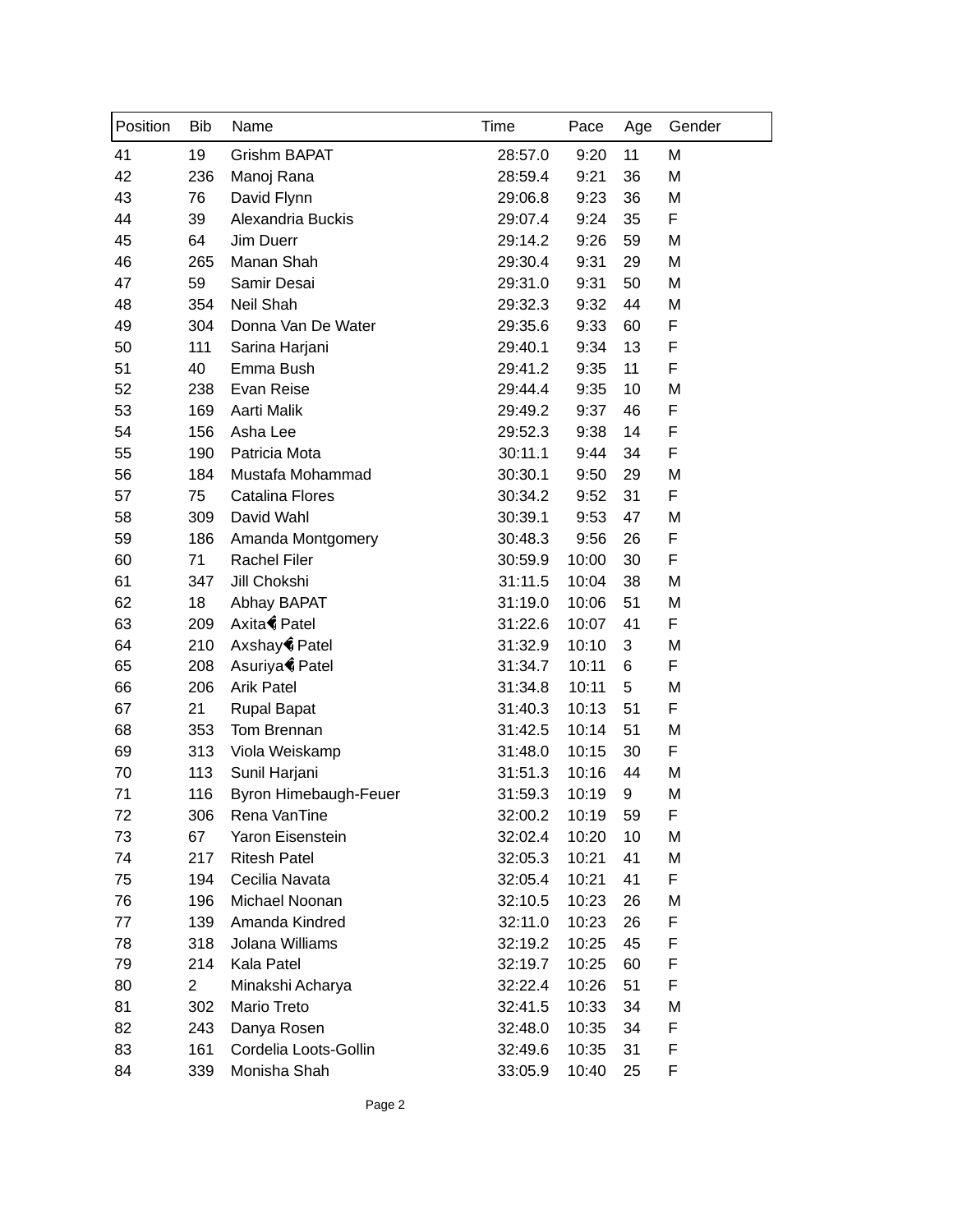| Position | Bib | Name | Time | Pace | Age | Gender |
|---|---|---|---|---|---|---|
| 41 | 19 | Grishm BAPAT | 28:57.0 | 9:20 | 11 | M |
| 42 | 236 | Manoj Rana | 28:59.4 | 9:21 | 36 | M |
| 43 | 76 | David Flynn | 29:06.8 | 9:23 | 36 | M |
| 44 | 39 | Alexandria Buckis | 29:07.4 | 9:24 | 35 | F |
| 45 | 64 | Jim Duerr | 29:14.2 | 9:26 | 59 | M |
| 46 | 265 | Manan Shah | 29:30.4 | 9:31 | 29 | M |
| 47 | 59 | Samir Desai | 29:31.0 | 9:31 | 50 | M |
| 48 | 354 | Neil Shah | 29:32.3 | 9:32 | 44 | M |
| 49 | 304 | Donna Van De Water | 29:35.6 | 9:33 | 60 | F |
| 50 | 111 | Sarina Harjani | 29:40.1 | 9:34 | 13 | F |
| 51 | 40 | Emma Bush | 29:41.2 | 9:35 | 11 | F |
| 52 | 238 | Evan Reise | 29:44.4 | 9:35 | 10 | M |
| 53 | 169 | Aarti Malik | 29:49.2 | 9:37 | 46 | F |
| 54 | 156 | Asha Lee | 29:52.3 | 9:38 | 14 | F |
| 55 | 190 | Patricia Mota | 30:11.1 | 9:44 | 34 | F |
| 56 | 184 | Mustafa Mohammad | 30:30.1 | 9:50 | 29 | M |
| 57 | 75 | Catalina Flores | 30:34.2 | 9:52 | 31 | F |
| 58 | 309 | David Wahl | 30:39.1 | 9:53 | 47 | M |
| 59 | 186 | Amanda Montgomery | 30:48.3 | 9:56 | 26 | F |
| 60 | 71 | Rachel Filer | 30:59.9 | 10:00 | 30 | F |
| 61 | 347 | Jill Chokshi | 31:11.5 | 10:04 | 38 | M |
| 62 | 18 | Abhay BAPAT | 31:19.0 | 10:06 | 51 | M |
| 63 | 209 | Axita� Patel | 31:22.6 | 10:07 | 41 | F |
| 64 | 210 | Axshay� Patel | 31:32.9 | 10:10 | 3 | M |
| 65 | 208 | Asuriya� Patel | 31:34.7 | 10:11 | 6 | F |
| 66 | 206 | Arik Patel | 31:34.8 | 10:11 | 5 | M |
| 67 | 21 | Rupal Bapat | 31:40.3 | 10:13 | 51 | F |
| 68 | 353 | Tom Brennan | 31:42.5 | 10:14 | 51 | M |
| 69 | 313 | Viola Weiskamp | 31:48.0 | 10:15 | 30 | F |
| 70 | 113 | Sunil Harjani | 31:51.3 | 10:16 | 44 | M |
| 71 | 116 | Byron Himebaugh-Feuer | 31:59.3 | 10:19 | 9 | M |
| 72 | 306 | Rena VanTine | 32:00.2 | 10:19 | 59 | F |
| 73 | 67 | Yaron Eisenstein | 32:02.4 | 10:20 | 10 | M |
| 74 | 217 | Ritesh Patel | 32:05.3 | 10:21 | 41 | M |
| 75 | 194 | Cecilia Navata | 32:05.4 | 10:21 | 41 | F |
| 76 | 196 | Michael Noonan | 32:10.5 | 10:23 | 26 | M |
| 77 | 139 | Amanda Kindred | 32:11.0 | 10:23 | 26 | F |
| 78 | 318 | Jolana Williams | 32:19.2 | 10:25 | 45 | F |
| 79 | 214 | Kala Patel | 32:19.7 | 10:25 | 60 | F |
| 80 | 2 | Minakshi Acharya | 32:22.4 | 10:26 | 51 | F |
| 81 | 302 | Mario Treto | 32:41.5 | 10:33 | 34 | M |
| 82 | 243 | Danya Rosen | 32:48.0 | 10:35 | 34 | F |
| 83 | 161 | Cordelia Loots-Gollin | 32:49.6 | 10:35 | 31 | F |
| 84 | 339 | Monisha Shah | 33:05.9 | 10:40 | 25 | F |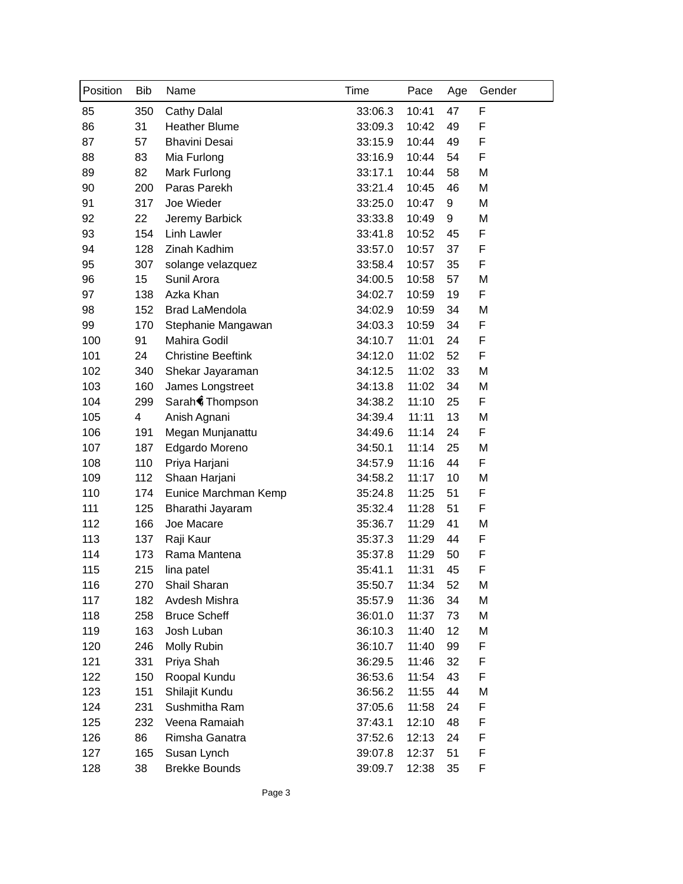| Position | Bib | Name | Time | Pace | Age | Gender |
|---|---|---|---|---|---|---|
| 85 | 350 | Cathy Dalal | 33:06.3 | 10:41 | 47 | F |
| 86 | 31 | Heather Blume | 33:09.3 | 10:42 | 49 | F |
| 87 | 57 | Bhavini Desai | 33:15.9 | 10:44 | 49 | F |
| 88 | 83 | Mia Furlong | 33:16.9 | 10:44 | 54 | F |
| 89 | 82 | Mark Furlong | 33:17.1 | 10:44 | 58 | M |
| 90 | 200 | Paras Parekh | 33:21.4 | 10:45 | 46 | M |
| 91 | 317 | Joe Wieder | 33:25.0 | 10:47 | 9 | M |
| 92 | 22 | Jeremy Barbick | 33:33.8 | 10:49 | 9 | M |
| 93 | 154 | Linh Lawler | 33:41.8 | 10:52 | 45 | F |
| 94 | 128 | Zinah Kadhim | 33:57.0 | 10:57 | 37 | F |
| 95 | 307 | solange velazquez | 33:58.4 | 10:57 | 35 | F |
| 96 | 15 | Sunil Arora | 34:00.5 | 10:58 | 57 | M |
| 97 | 138 | Azka Khan | 34:02.7 | 10:59 | 19 | F |
| 98 | 152 | Brad LaMendola | 34:02.9 | 10:59 | 34 | M |
| 99 | 170 | Stephanie Mangawan | 34:03.3 | 10:59 | 34 | F |
| 100 | 91 | Mahira Godil | 34:10.7 | 11:01 | 24 | F |
| 101 | 24 | Christine Beeftink | 34:12.0 | 11:02 | 52 | F |
| 102 | 340 | Shekar Jayaraman | 34:12.5 | 11:02 | 33 | M |
| 103 | 160 | James Longstreet | 34:13.8 | 11:02 | 34 | M |
| 104 | 299 | Sarah� Thompson | 34:38.2 | 11:10 | 25 | F |
| 105 | 4 | Anish Agnani | 34:39.4 | 11:11 | 13 | M |
| 106 | 191 | Megan Munjanattu | 34:49.6 | 11:14 | 24 | F |
| 107 | 187 | Edgardo Moreno | 34:50.1 | 11:14 | 25 | M |
| 108 | 110 | Priya Harjani | 34:57.9 | 11:16 | 44 | F |
| 109 | 112 | Shaan Harjani | 34:58.2 | 11:17 | 10 | M |
| 110 | 174 | Eunice Marchman Kemp | 35:24.8 | 11:25 | 51 | F |
| 111 | 125 | Bharathi Jayaram | 35:32.4 | 11:28 | 51 | F |
| 112 | 166 | Joe Macare | 35:36.7 | 11:29 | 41 | M |
| 113 | 137 | Raji Kaur | 35:37.3 | 11:29 | 44 | F |
| 114 | 173 | Rama Mantena | 35:37.8 | 11:29 | 50 | F |
| 115 | 215 | lina patel | 35:41.1 | 11:31 | 45 | F |
| 116 | 270 | Shail Sharan | 35:50.7 | 11:34 | 52 | M |
| 117 | 182 | Avdesh Mishra | 35:57.9 | 11:36 | 34 | M |
| 118 | 258 | Bruce Scheff | 36:01.0 | 11:37 | 73 | M |
| 119 | 163 | Josh Luban | 36:10.3 | 11:40 | 12 | M |
| 120 | 246 | Molly Rubin | 36:10.7 | 11:40 | 99 | F |
| 121 | 331 | Priya Shah | 36:29.5 | 11:46 | 32 | F |
| 122 | 150 | Roopal Kundu | 36:53.6 | 11:54 | 43 | F |
| 123 | 151 | Shilajit Kundu | 36:56.2 | 11:55 | 44 | M |
| 124 | 231 | Sushmitha Ram | 37:05.6 | 11:58 | 24 | F |
| 125 | 232 | Veena Ramaiah | 37:43.1 | 12:10 | 48 | F |
| 126 | 86 | Rimsha Ganatra | 37:52.6 | 12:13 | 24 | F |
| 127 | 165 | Susan Lynch | 39:07.8 | 12:37 | 51 | F |
| 128 | 38 | Brekke Bounds | 39:09.7 | 12:38 | 35 | F |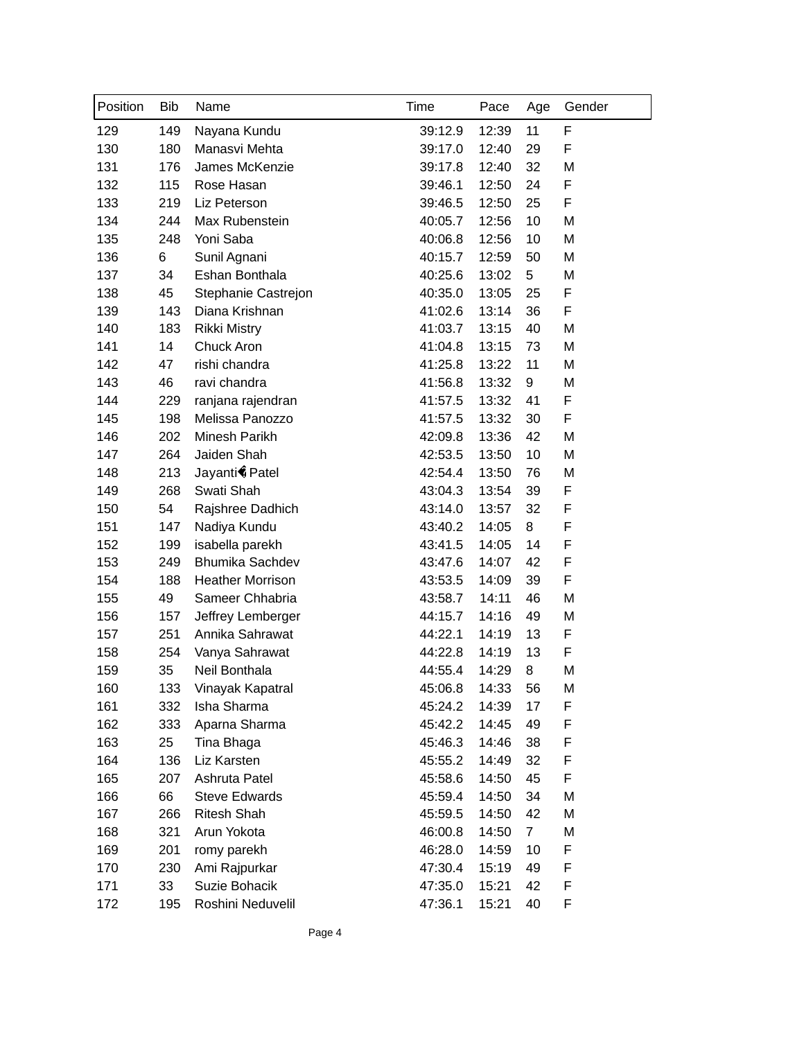| Position | Bib | Name | Time | Pace | Age | Gender |
|---|---|---|---|---|---|---|
| 129 | 149 | Nayana Kundu | 39:12.9 | 12:39 | 11 | F |
| 130 | 180 | Manasvi Mehta | 39:17.0 | 12:40 | 29 | F |
| 131 | 176 | James McKenzie | 39:17.8 | 12:40 | 32 | M |
| 132 | 115 | Rose Hasan | 39:46.1 | 12:50 | 24 | F |
| 133 | 219 | Liz Peterson | 39:46.5 | 12:50 | 25 | F |
| 134 | 244 | Max Rubenstein | 40:05.7 | 12:56 | 10 | M |
| 135 | 248 | Yoni Saba | 40:06.8 | 12:56 | 10 | M |
| 136 | 6 | Sunil Agnani | 40:15.7 | 12:59 | 50 | M |
| 137 | 34 | Eshan Bonthala | 40:25.6 | 13:02 | 5 | M |
| 138 | 45 | Stephanie Castrejon | 40:35.0 | 13:05 | 25 | F |
| 139 | 143 | Diana Krishnan | 41:02.6 | 13:14 | 36 | F |
| 140 | 183 | Rikki Mistry | 41:03.7 | 13:15 | 40 | M |
| 141 | 14 | Chuck Aron | 41:04.8 | 13:15 | 73 | M |
| 142 | 47 | rishi chandra | 41:25.8 | 13:22 | 11 | M |
| 143 | 46 | ravi chandra | 41:56.8 | 13:32 | 9 | M |
| 144 | 229 | ranjana rajendran | 41:57.5 | 13:32 | 41 | F |
| 145 | 198 | Melissa Panozzo | 41:57.5 | 13:32 | 30 | F |
| 146 | 202 | Minesh Parikh | 42:09.8 | 13:36 | 42 | M |
| 147 | 264 | Jaiden Shah | 42:53.5 | 13:50 | 10 | M |
| 148 | 213 | Jayanti� Patel | 42:54.4 | 13:50 | 76 | M |
| 149 | 268 | Swati Shah | 43:04.3 | 13:54 | 39 | F |
| 150 | 54 | Rajshree Dadhich | 43:14.0 | 13:57 | 32 | F |
| 151 | 147 | Nadiya Kundu | 43:40.2 | 14:05 | 8 | F |
| 152 | 199 | isabella parekh | 43:41.5 | 14:05 | 14 | F |
| 153 | 249 | Bhumika Sachdev | 43:47.6 | 14:07 | 42 | F |
| 154 | 188 | Heather Morrison | 43:53.5 | 14:09 | 39 | F |
| 155 | 49 | Sameer Chhabria | 43:58.7 | 14:11 | 46 | M |
| 156 | 157 | Jeffrey Lemberger | 44:15.7 | 14:16 | 49 | M |
| 157 | 251 | Annika Sahrawat | 44:22.1 | 14:19 | 13 | F |
| 158 | 254 | Vanya Sahrawat | 44:22.8 | 14:19 | 13 | F |
| 159 | 35 | Neil Bonthala | 44:55.4 | 14:29 | 8 | M |
| 160 | 133 | Vinayak Kapatral | 45:06.8 | 14:33 | 56 | M |
| 161 | 332 | Isha Sharma | 45:24.2 | 14:39 | 17 | F |
| 162 | 333 | Aparna Sharma | 45:42.2 | 14:45 | 49 | F |
| 163 | 25 | Tina Bhaga | 45:46.3 | 14:46 | 38 | F |
| 164 | 136 | Liz Karsten | 45:55.2 | 14:49 | 32 | F |
| 165 | 207 | Ashruta Patel | 45:58.6 | 14:50 | 45 | F |
| 166 | 66 | Steve Edwards | 45:59.4 | 14:50 | 34 | M |
| 167 | 266 | Ritesh Shah | 45:59.5 | 14:50 | 42 | M |
| 168 | 321 | Arun Yokota | 46:00.8 | 14:50 | 7 | M |
| 169 | 201 | romy parekh | 46:28.0 | 14:59 | 10 | F |
| 170 | 230 | Ami Rajpurkar | 47:30.4 | 15:19 | 49 | F |
| 171 | 33 | Suzie Bohacik | 47:35.0 | 15:21 | 42 | F |
| 172 | 195 | Roshini Neduvelil | 47:36.1 | 15:21 | 40 | F |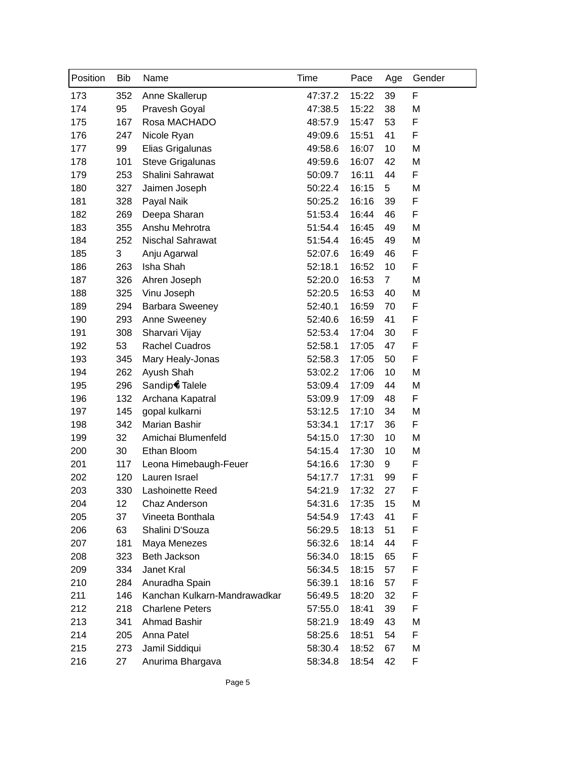| Position | Bib | Name | Time | Pace | Age | Gender |
|---|---|---|---|---|---|---|
| 173 | 352 | Anne Skallerup | 47:37.2 | 15:22 | 39 | F |
| 174 | 95 | Pravesh Goyal | 47:38.5 | 15:22 | 38 | M |
| 175 | 167 | Rosa MACHADO | 48:57.9 | 15:47 | 53 | F |
| 176 | 247 | Nicole Ryan | 49:09.6 | 15:51 | 41 | F |
| 177 | 99 | Elias Grigalunas | 49:58.6 | 16:07 | 10 | M |
| 178 | 101 | Steve Grigalunas | 49:59.6 | 16:07 | 42 | M |
| 179 | 253 | Shalini Sahrawat | 50:09.7 | 16:11 | 44 | F |
| 180 | 327 | Jaimen Joseph | 50:22.4 | 16:15 | 5 | M |
| 181 | 328 | Payal Naik | 50:25.2 | 16:16 | 39 | F |
| 182 | 269 | Deepa Sharan | 51:53.4 | 16:44 | 46 | F |
| 183 | 355 | Anshu Mehrotra | 51:54.4 | 16:45 | 49 | M |
| 184 | 252 | Nischal Sahrawat | 51:54.4 | 16:45 | 49 | M |
| 185 | 3 | Anju Agarwal | 52:07.6 | 16:49 | 46 | F |
| 186 | 263 | Isha Shah | 52:18.1 | 16:52 | 10 | F |
| 187 | 326 | Ahren Joseph | 52:20.0 | 16:53 | 7 | M |
| 188 | 325 | Vinu Joseph | 52:20.5 | 16:53 | 40 | M |
| 189 | 294 | Barbara Sweeney | 52:40.1 | 16:59 | 70 | F |
| 190 | 293 | Anne Sweeney | 52:40.6 | 16:59 | 41 | F |
| 191 | 308 | Sharvari Vijay | 52:53.4 | 17:04 | 30 | F |
| 192 | 53 | Rachel Cuadros | 52:58.1 | 17:05 | 47 | F |
| 193 | 345 | Mary Healy-Jonas | 52:58.3 | 17:05 | 50 | F |
| 194 | 262 | Ayush Shah | 53:02.2 | 17:06 | 10 | M |
| 195 | 296 | Sandip� Talele | 53:09.4 | 17:09 | 44 | M |
| 196 | 132 | Archana Kapatral | 53:09.9 | 17:09 | 48 | F |
| 197 | 145 | gopal kulkarni | 53:12.5 | 17:10 | 34 | M |
| 198 | 342 | Marian Bashir | 53:34.1 | 17:17 | 36 | F |
| 199 | 32 | Amichai Blumenfeld | 54:15.0 | 17:30 | 10 | M |
| 200 | 30 | Ethan Bloom | 54:15.4 | 17:30 | 10 | M |
| 201 | 117 | Leona Himebaugh-Feuer | 54:16.6 | 17:30 | 9 | F |
| 202 | 120 | Lauren Israel | 54:17.7 | 17:31 | 99 | F |
| 203 | 330 | Lashoinette Reed | 54:21.9 | 17:32 | 27 | F |
| 204 | 12 | Chaz Anderson | 54:31.6 | 17:35 | 15 | M |
| 205 | 37 | Vineeta Bonthala | 54:54.9 | 17:43 | 41 | F |
| 206 | 63 | Shalini D'Souza | 56:29.5 | 18:13 | 51 | F |
| 207 | 181 | Maya Menezes | 56:32.6 | 18:14 | 44 | F |
| 208 | 323 | Beth Jackson | 56:34.0 | 18:15 | 65 | F |
| 209 | 334 | Janet Kral | 56:34.5 | 18:15 | 57 | F |
| 210 | 284 | Anuradha Spain | 56:39.1 | 18:16 | 57 | F |
| 211 | 146 | Kanchan Kulkarn-Mandrawadkar | 56:49.5 | 18:20 | 32 | F |
| 212 | 218 | Charlene Peters | 57:55.0 | 18:41 | 39 | F |
| 213 | 341 | Ahmad Bashir | 58:21.9 | 18:49 | 43 | M |
| 214 | 205 | Anna Patel | 58:25.6 | 18:51 | 54 | F |
| 215 | 273 | Jamil Siddiqui | 58:30.4 | 18:52 | 67 | M |
| 216 | 27 | Anurima Bhargava | 58:34.8 | 18:54 | 42 | F |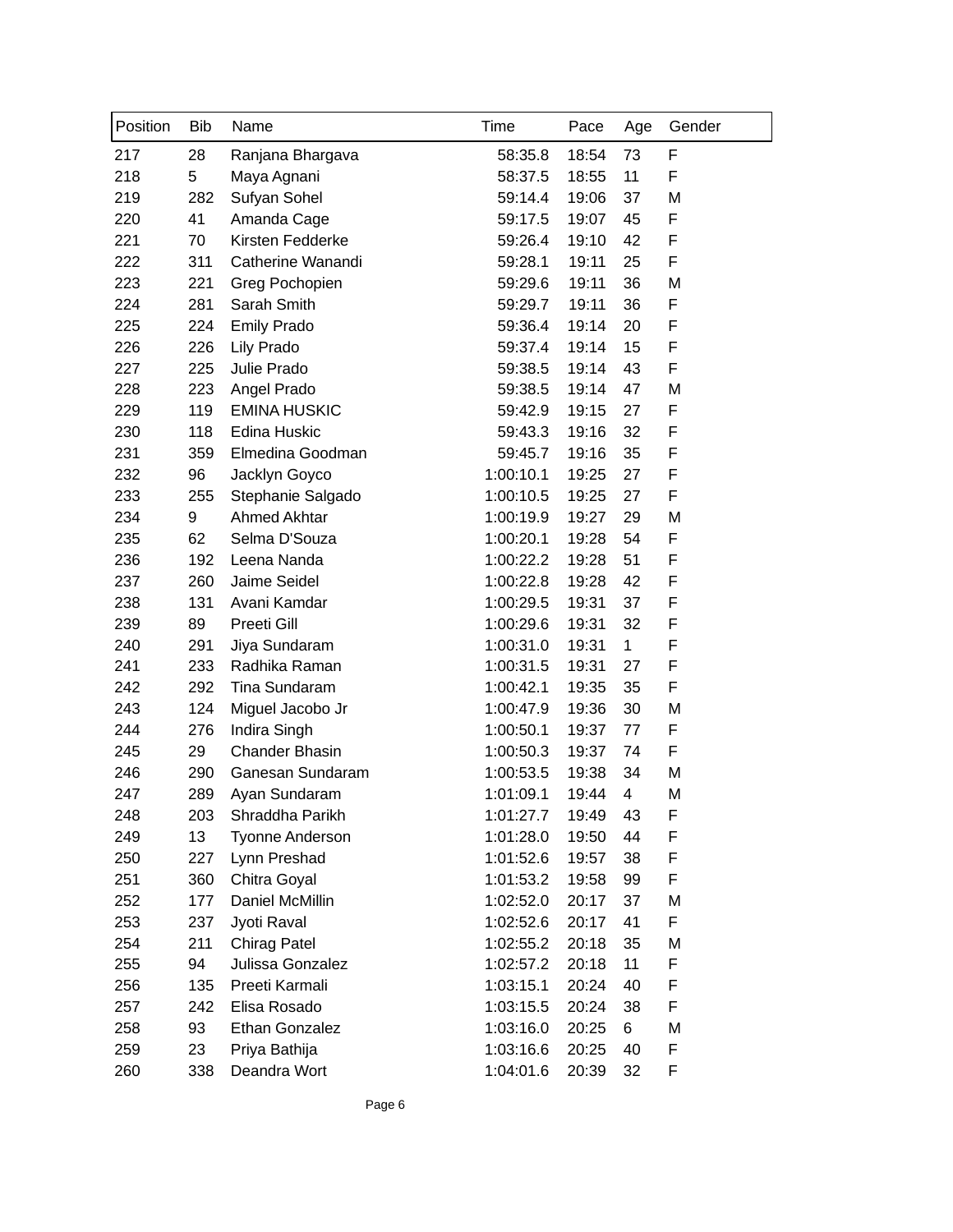| Position | Bib | Name | Time | Pace | Age | Gender |
|---|---|---|---|---|---|---|
| 217 | 28 | Ranjana Bhargava | 58:35.8 | 18:54 | 73 | F |
| 218 | 5 | Maya Agnani | 58:37.5 | 18:55 | 11 | F |
| 219 | 282 | Sufyan Sohel | 59:14.4 | 19:06 | 37 | M |
| 220 | 41 | Amanda Cage | 59:17.5 | 19:07 | 45 | F |
| 221 | 70 | Kirsten Fedderke | 59:26.4 | 19:10 | 42 | F |
| 222 | 311 | Catherine Wanandi | 59:28.1 | 19:11 | 25 | F |
| 223 | 221 | Greg Pochopien | 59:29.6 | 19:11 | 36 | M |
| 224 | 281 | Sarah Smith | 59:29.7 | 19:11 | 36 | F |
| 225 | 224 | Emily Prado | 59:36.4 | 19:14 | 20 | F |
| 226 | 226 | Lily Prado | 59:37.4 | 19:14 | 15 | F |
| 227 | 225 | Julie Prado | 59:38.5 | 19:14 | 43 | F |
| 228 | 223 | Angel Prado | 59:38.5 | 19:14 | 47 | M |
| 229 | 119 | EMINA HUSKIC | 59:42.9 | 19:15 | 27 | F |
| 230 | 118 | Edina Huskic | 59:43.3 | 19:16 | 32 | F |
| 231 | 359 | Elmedina Goodman | 59:45.7 | 19:16 | 35 | F |
| 232 | 96 | Jacklyn Goyco | 1:00:10.1 | 19:25 | 27 | F |
| 233 | 255 | Stephanie Salgado | 1:00:10.5 | 19:25 | 27 | F |
| 234 | 9 | Ahmed Akhtar | 1:00:19.9 | 19:27 | 29 | M |
| 235 | 62 | Selma D'Souza | 1:00:20.1 | 19:28 | 54 | F |
| 236 | 192 | Leena Nanda | 1:00:22.2 | 19:28 | 51 | F |
| 237 | 260 | Jaime Seidel | 1:00:22.8 | 19:28 | 42 | F |
| 238 | 131 | Avani Kamdar | 1:00:29.5 | 19:31 | 37 | F |
| 239 | 89 | Preeti Gill | 1:00:29.6 | 19:31 | 32 | F |
| 240 | 291 | Jiya Sundaram | 1:00:31.0 | 19:31 | 1 | F |
| 241 | 233 | Radhika Raman | 1:00:31.5 | 19:31 | 27 | F |
| 242 | 292 | Tina Sundaram | 1:00:42.1 | 19:35 | 35 | F |
| 243 | 124 | Miguel Jacobo Jr | 1:00:47.9 | 19:36 | 30 | M |
| 244 | 276 | Indira Singh | 1:00:50.1 | 19:37 | 77 | F |
| 245 | 29 | Chander Bhasin | 1:00:50.3 | 19:37 | 74 | F |
| 246 | 290 | Ganesan Sundaram | 1:00:53.5 | 19:38 | 34 | M |
| 247 | 289 | Ayan Sundaram | 1:01:09.1 | 19:44 | 4 | M |
| 248 | 203 | Shraddha Parikh | 1:01:27.7 | 19:49 | 43 | F |
| 249 | 13 | Tyonne Anderson | 1:01:28.0 | 19:50 | 44 | F |
| 250 | 227 | Lynn Preshad | 1:01:52.6 | 19:57 | 38 | F |
| 251 | 360 | Chitra Goyal | 1:01:53.2 | 19:58 | 99 | F |
| 252 | 177 | Daniel McMillin | 1:02:52.0 | 20:17 | 37 | M |
| 253 | 237 | Jyoti Raval | 1:02:52.6 | 20:17 | 41 | F |
| 254 | 211 | Chirag Patel | 1:02:55.2 | 20:18 | 35 | M |
| 255 | 94 | Julissa Gonzalez | 1:02:57.2 | 20:18 | 11 | F |
| 256 | 135 | Preeti Karmali | 1:03:15.1 | 20:24 | 40 | F |
| 257 | 242 | Elisa Rosado | 1:03:15.5 | 20:24 | 38 | F |
| 258 | 93 | Ethan Gonzalez | 1:03:16.0 | 20:25 | 6 | M |
| 259 | 23 | Priya Bathija | 1:03:16.6 | 20:25 | 40 | F |
| 260 | 338 | Deandra Wort | 1:04:01.6 | 20:39 | 32 | F |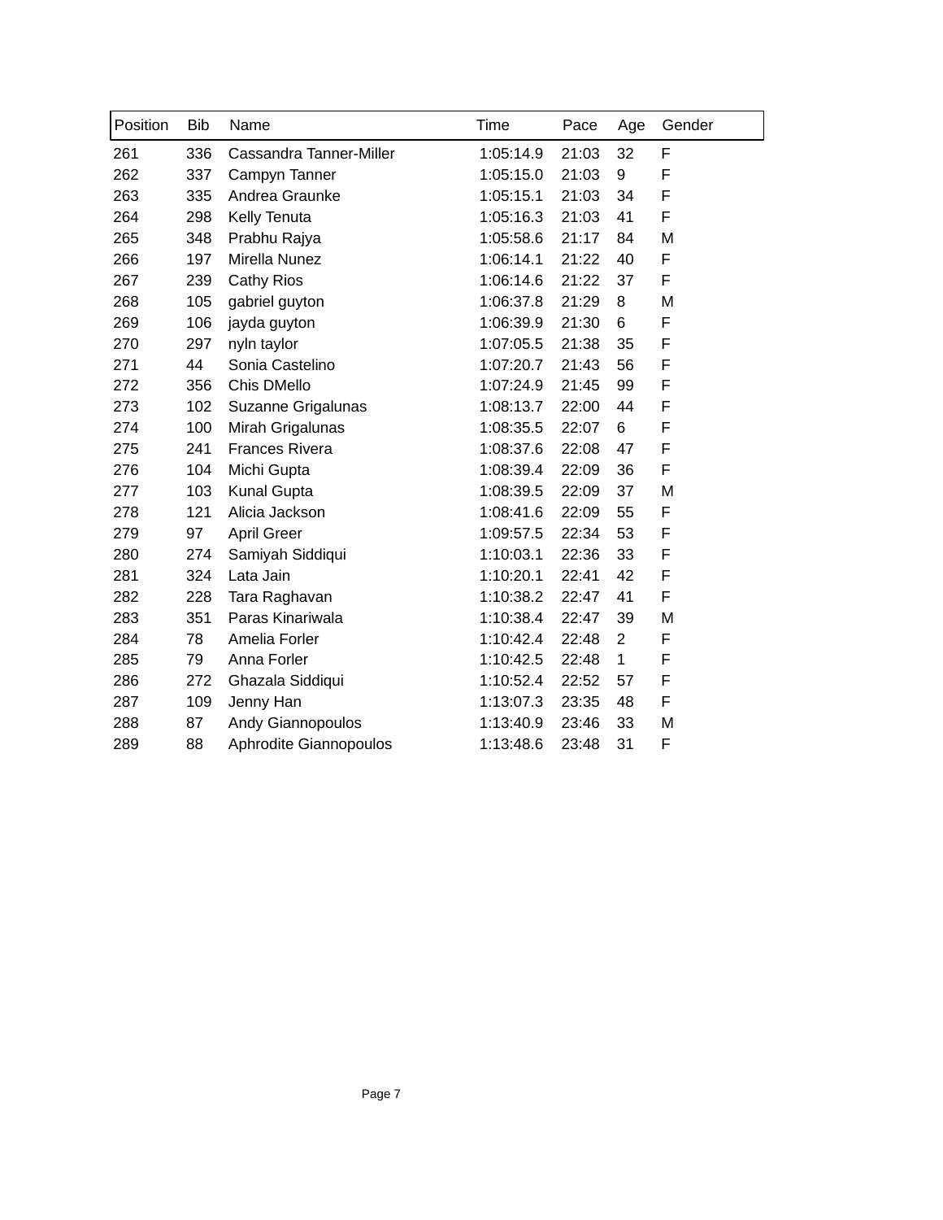| Position | Bib | Name | Time | Pace | Age | Gender |
|---|---|---|---|---|---|---|
| 261 | 336 | Cassandra Tanner-Miller | 1:05:14.9 | 21:03 | 32 | F |
| 262 | 337 | Campyn Tanner | 1:05:15.0 | 21:03 | 9 | F |
| 263 | 335 | Andrea Graunke | 1:05:15.1 | 21:03 | 34 | F |
| 264 | 298 | Kelly Tenuta | 1:05:16.3 | 21:03 | 41 | F |
| 265 | 348 | Prabhu Rajya | 1:05:58.6 | 21:17 | 84 | M |
| 266 | 197 | Mirella Nunez | 1:06:14.1 | 21:22 | 40 | F |
| 267 | 239 | Cathy Rios | 1:06:14.6 | 21:22 | 37 | F |
| 268 | 105 | gabriel guyton | 1:06:37.8 | 21:29 | 8 | M |
| 269 | 106 | jayda guyton | 1:06:39.9 | 21:30 | 6 | F |
| 270 | 297 | nyln taylor | 1:07:05.5 | 21:38 | 35 | F |
| 271 | 44 | Sonia Castelino | 1:07:20.7 | 21:43 | 56 | F |
| 272 | 356 | Chis DMello | 1:07:24.9 | 21:45 | 99 | F |
| 273 | 102 | Suzanne Grigalunas | 1:08:13.7 | 22:00 | 44 | F |
| 274 | 100 | Mirah Grigalunas | 1:08:35.5 | 22:07 | 6 | F |
| 275 | 241 | Frances Rivera | 1:08:37.6 | 22:08 | 47 | F |
| 276 | 104 | Michi Gupta | 1:08:39.4 | 22:09 | 36 | F |
| 277 | 103 | Kunal Gupta | 1:08:39.5 | 22:09 | 37 | M |
| 278 | 121 | Alicia Jackson | 1:08:41.6 | 22:09 | 55 | F |
| 279 | 97 | April Greer | 1:09:57.5 | 22:34 | 53 | F |
| 280 | 274 | Samiyah Siddiqui | 1:10:03.1 | 22:36 | 33 | F |
| 281 | 324 | Lata Jain | 1:10:20.1 | 22:41 | 42 | F |
| 282 | 228 | Tara Raghavan | 1:10:38.2 | 22:47 | 41 | F |
| 283 | 351 | Paras Kinariwala | 1:10:38.4 | 22:47 | 39 | M |
| 284 | 78 | Amelia Forler | 1:10:42.4 | 22:48 | 2 | F |
| 285 | 79 | Anna Forler | 1:10:42.5 | 22:48 | 1 | F |
| 286 | 272 | Ghazala Siddiqui | 1:10:52.4 | 22:52 | 57 | F |
| 287 | 109 | Jenny Han | 1:13:07.3 | 23:35 | 48 | F |
| 288 | 87 | Andy Giannopoulos | 1:13:40.9 | 23:46 | 33 | M |
| 289 | 88 | Aphrodite Giannopoulos | 1:13:48.6 | 23:48 | 31 | F |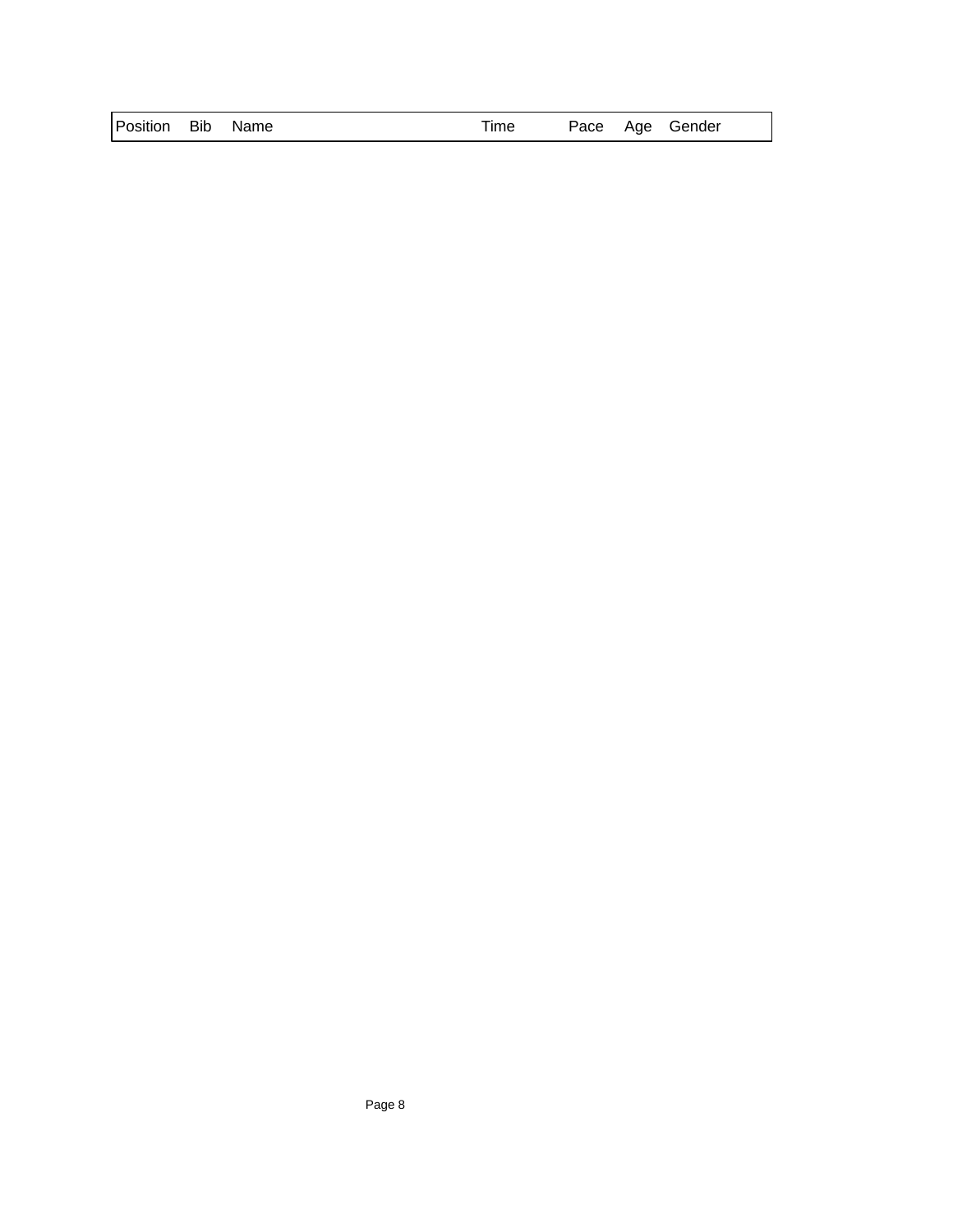| Position | Bib | Name | Time | Pace | Age | Gender |
|---|---|---|---|---|---|---|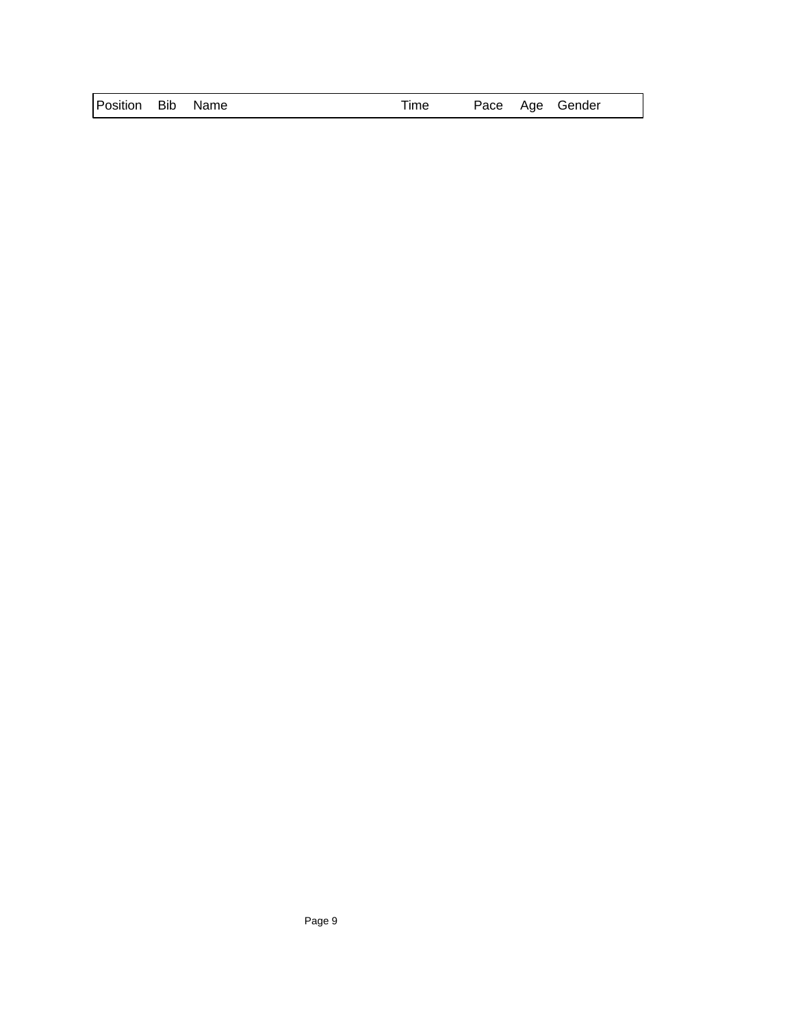| Position | Bib | Name | Time | Pace | Age | Gender |
|---|---|---|---|---|---|---|